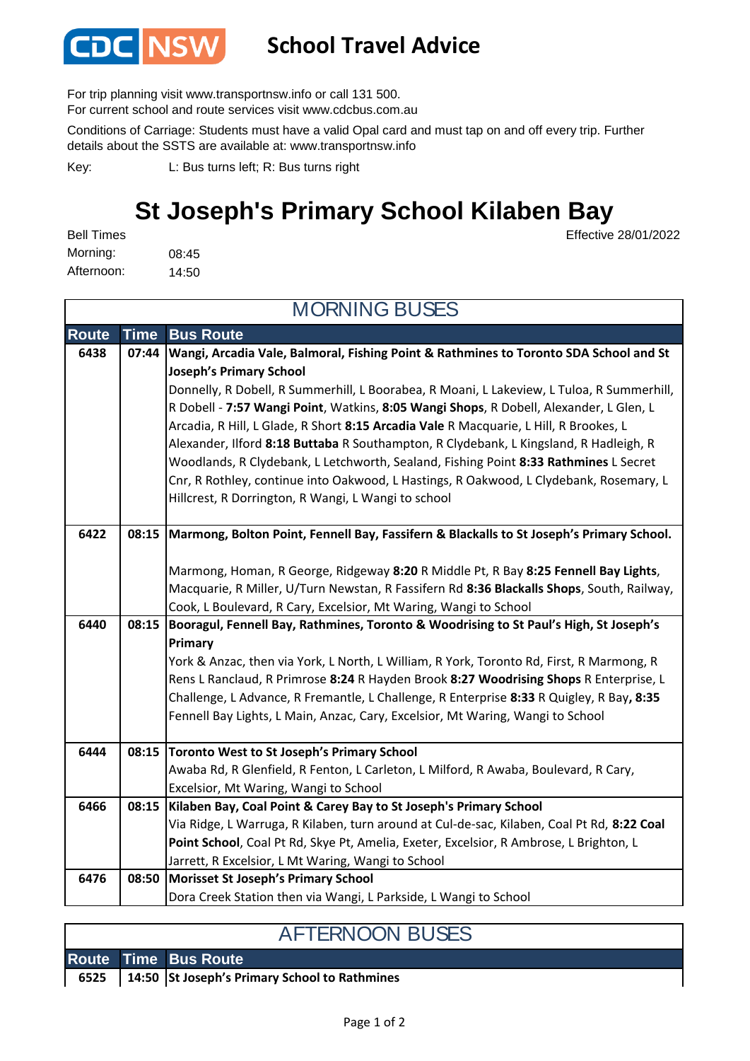CDC NSW

# School Travel Advice

For trip planning visit www.transportnsw.info or call 131 500.
For current school and route services visit www.cdcbus.com.au

Conditions of Carriage: Students must have a valid Opal card and must tap on and off every trip. Further details about the SSTS are available at: www.transportnsw.info

Key: L: Bus turns left; R: Bus turns right

## St Joseph's Primary School Kilaben Bay

Bell Times

Morning: 08:45
Afternoon: 14:50

Effective 28/01/2022

### MORNING BUSES

| Route | Time | Bus Route |
|---|---|---|
| 6438 | 07:44 | **Wangi, Arcadia Vale, Balmoral, Fishing Point & Rathmines to Toronto SDA School and St Joseph's Primary School** Donnelly, R Dobell, R Summerhill, L Boorabea, R Moani, L Lakeview, L Tuloa, R Summerhill, R Dobell - **7:57 Wangi Point**, Watkins, **8:05 Wangi Shops**, R Dobell, Alexander, L Glen, L Arcadia, R Hill, L Glade, R Short **8:15 Arcadia Vale** R Macquarie, L Hill, R Brookes, L Alexander, Ilford **8:18 Buttaba** R Southampton, R Clydebank, L Kingsland, R Hadleigh, R Woodlands, R Clydebank, L Letchworth, Sealand, Fishing Point **8:33 Rathmines** L Secret Cnr, R Rothley, continue into Oakwood, L Hastings, R Oakwood, L Clydebank, Rosemary, L Hillcrest, R Dorrington, R Wangi, L Wangi to school |
| 6422 | 08:15 | **Marmong, Bolton Point, Fennell Bay, Fassifern & Blackalls to St Joseph's Primary School.** Marmong, Homan, R George, Ridgeway **8:20** R Middle Pt, R Bay **8:25 Fennell Bay Lights**, Macquarie, R Miller, U/Turn Newstan, R Fassifern Rd **8:36 Blackalls Shops**, South, Railway, Cook, L Boulevard, R Cary, Excelsior, Mt Waring, Wangi to School |
| 6440 | 08:15 | **Booragul, Fennell Bay, Rathmines, Toronto & Woodrising to St Paul's High, St Joseph's Primary** York & Anzac, then via York, L North, L William, R York, Toronto Rd, First, R Marmong, R Rens L Ranclaud, R Primrose **8:24** R Hayden Brook **8:27 Woodrising Shops** R Enterprise, L Challenge, L Advance, R Fremantle, L Challenge, R Enterprise **8:33** R Quigley, R Bay, **8:35** Fennell Bay Lights, L Main, Anzac, Cary, Excelsior, Mt Waring, Wangi to School |
| 6444 | 08:15 | **Toronto West to St Joseph's Primary School** Awaba Rd, R Glenfield, R Fenton, L Carleton, L Milford, R Awaba, Boulevard, R Cary, Excelsior, Mt Waring, Wangi to School |
| 6466 | 08:15 | **Kilaben Bay, Coal Point & Carey Bay to St Joseph's Primary School** Via Ridge, L Warruga, R Kilaben, turn around at Cul-de-sac, Kilaben, Coal Pt Rd, **8:22 Coal Point School**, Coal Pt Rd, Skye Pt, Amelia, Exeter, Excelsior, R Ambrose, L Brighton, L Jarrett, R Excelsior, L Mt Waring, Wangi to School |
| 6476 | 08:50 | **Morisset St Joseph's Primary School** Dora Creek Station then via Wangi, L Parkside, L Wangi to School |

### AFTERNOON BUSES

| Route | Time | Bus Route |
|---|---|---|
| 6525 | 14:50 | **St Joseph's Primary School to Rathmines** |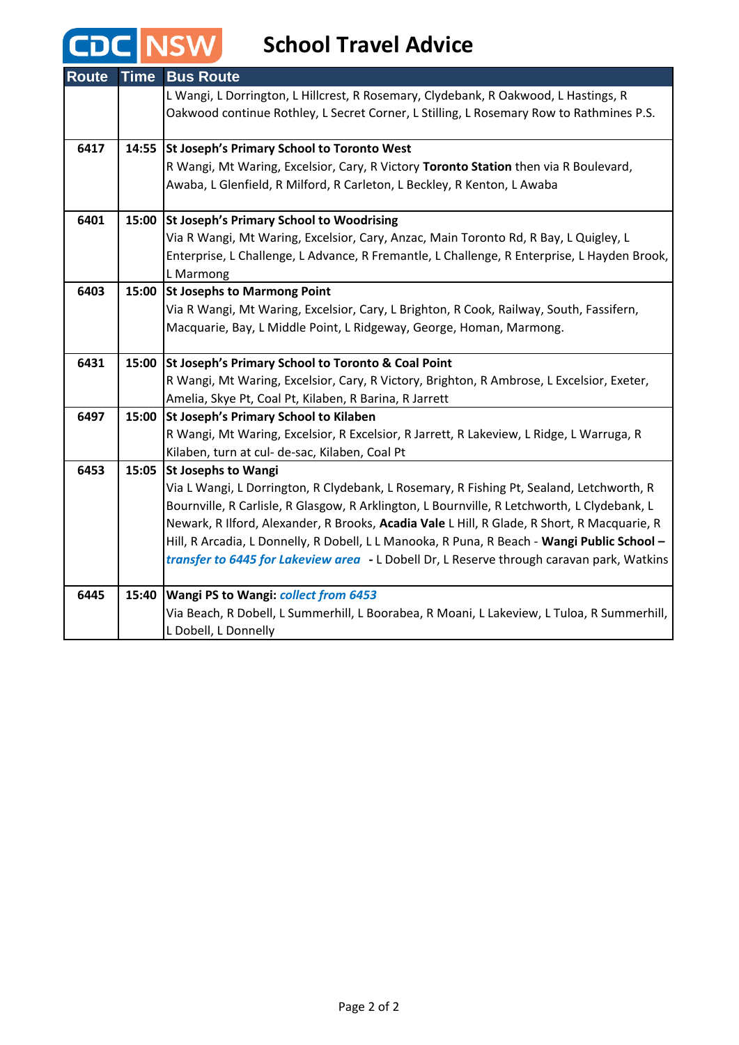# School Travel Advice

| Route | Time | Bus Route |
|---|---|---|
| | | L Wangi, L Dorrington, L Hillcrest, R Rosemary, Clydebank, R Oakwood, L Hastings, R Oakwood continue Rothley, L Secret Corner, L Stilling, L Rosemary Row to Rathmines P.S. |
| 6417 | 14:55 | **St Joseph's Primary School to Toronto West** R Wangi, Mt Waring, Excelsior, Cary, R Victory **Toronto Station** then via R Boulevard, Awaba, L Glenfield, R Milford, R Carleton, L Beckley, R Kenton, L Awaba |
| 6401 | 15:00 | **St Joseph's Primary School to Woodrising** Via R Wangi, Mt Waring, Excelsior, Cary, Anzac, Main Toronto Rd, R Bay, L Quigley, L Enterprise, L Challenge, L Advance, R Fremantle, L Challenge, R Enterprise, L Hayden Brook, L Marmong |
| 6403 | 15:00 | **St Josephs to Marmong Point** Via R Wangi, Mt Waring, Excelsior, Cary, L Brighton, R Cook, Railway, South, Fassifern, Macquarie, Bay, L Middle Point, L Ridgeway, George, Homan, Marmong. |
| 6431 | 15:00 | **St Joseph's Primary School to Toronto & Coal Point** R Wangi, Mt Waring, Excelsior, Cary, R Victory, Brighton, R Ambrose, L Excelsior, Exeter, Amelia, Skye Pt, Coal Pt, Kilaben, R Barina, R Jarrett |
| 6497 | 15:00 | **St Joseph's Primary School to Kilaben** R Wangi, Mt Waring, Excelsior, R Excelsior, R Jarrett, R Lakeview, L Ridge, L Warruga, R Kilaben, turn at cul- de-sac, Kilaben, Coal Pt |
| 6453 | 15:05 | **St Josephs to Wangi** Via L Wangi, L Dorrington, R Clydebank, L Rosemary, R Fishing Pt, Sealand, Letchworth, R Bournville, R Carlisle, R Glasgow, R Arklington, L Bournville, R Letchworth, L Clydebank, L Newark, R Ilford, Alexander, R Brooks, **Acadia Vale** L Hill, R Glade, R Short, R Macquarie, R Hill, R Arcadia, L Donnelly, R Dobell, L L Manooka, R Puna, R Beach - **Wangi Public School –** ***transfer to 6445 for Lakeview area*** - L Dobell Dr, L Reserve through caravan park, Watkins |
| 6445 | 15:40 | **Wangi PS to Wangi:** ***collect from 6453*** Via Beach, R Dobell, L Summerhill, L Boorabea, R Moani, L Lakeview, L Tuloa, R Summerhill, L Dobell, L Donnelly |